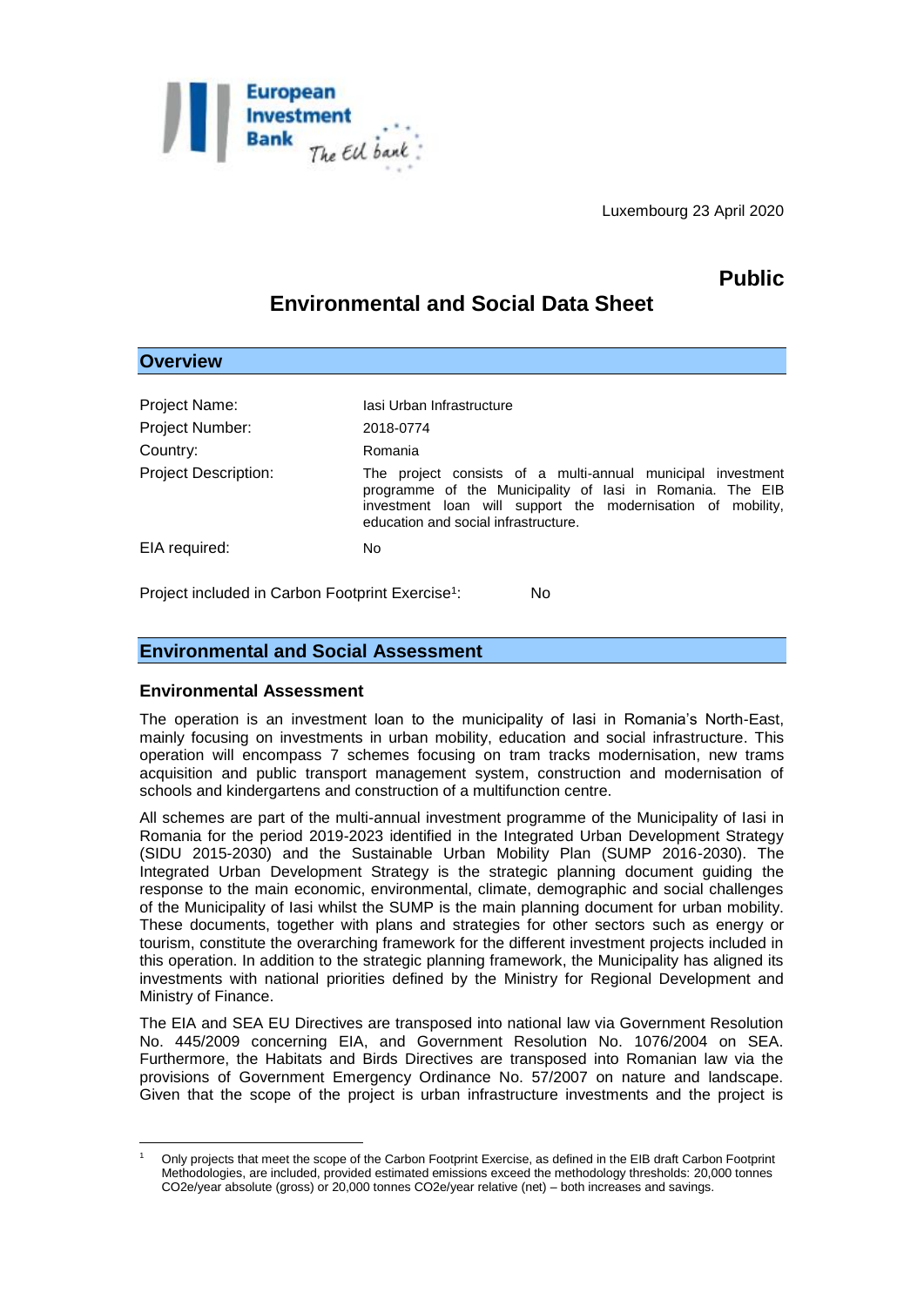Luxembourg 23 April 2020

**Public**

# Environmental and Social Data Sheet

## Overview

| | |
|---|---|
| Project Name: | Iasi Urban Infrastructure |
| Project Number: | 2018-0774 |
| Country: | Romania |
| Project Description: | The project consists of a multi-annual municipal investment programme of the Municipality of Iasi in Romania. The EIB investment loan will support the modernisation of mobility, education and social infrastructure. |
| EIA required: | No |

Project included in Carbon Footprint Exercise[1]: No

## Environmental and Social Assessment

### Environmental Assessment

The operation is an investment loan to the municipality of Iasi in Romania's North-East, mainly focusing on investments in urban mobility, education and social infrastructure. This operation will encompass 7 schemes focusing on tram tracks modernisation, new trams acquisition and public transport management system, construction and modernisation of schools and kindergartens and construction of a multifunction centre.

All schemes are part of the multi-annual investment programme of the Municipality of Iasi in Romania for the period 2019-2023 identified in the Integrated Urban Development Strategy (SIDU 2015-2030) and the Sustainable Urban Mobility Plan (SUMP 2016-2030). The Integrated Urban Development Strategy is the strategic planning document guiding the response to the main economic, environmental, climate, demographic and social challenges of the Municipality of Iasi whilst the SUMP is the main planning document for urban mobility. These documents, together with plans and strategies for other sectors such as energy or tourism, constitute the overarching framework for the different investment projects included in this operation. In addition to the strategic planning framework, the Municipality has aligned its investments with national priorities defined by the Ministry for Regional Development and Ministry of Finance.

The EIA and SEA EU Directives are transposed into national law via Government Resolution No. 445/2009 concerning EIA, and Government Resolution No. 1076/2004 on SEA. Furthermore, the Habitats and Birds Directives are transposed into Romanian law via the provisions of Government Emergency Ordinance No. 57/2007 on nature and landscape. Given that the scope of the project is urban infrastructure investments and the project is

---

[1] Only projects that meet the scope of the Carbon Footprint Exercise, as defined in the EIB draft Carbon Footprint Methodologies, are included, provided estimated emissions exceed the methodology thresholds: 20,000 tonnes CO2e/year absolute (gross) or 20,000 tonnes CO2e/year relative (net) – both increases and savings.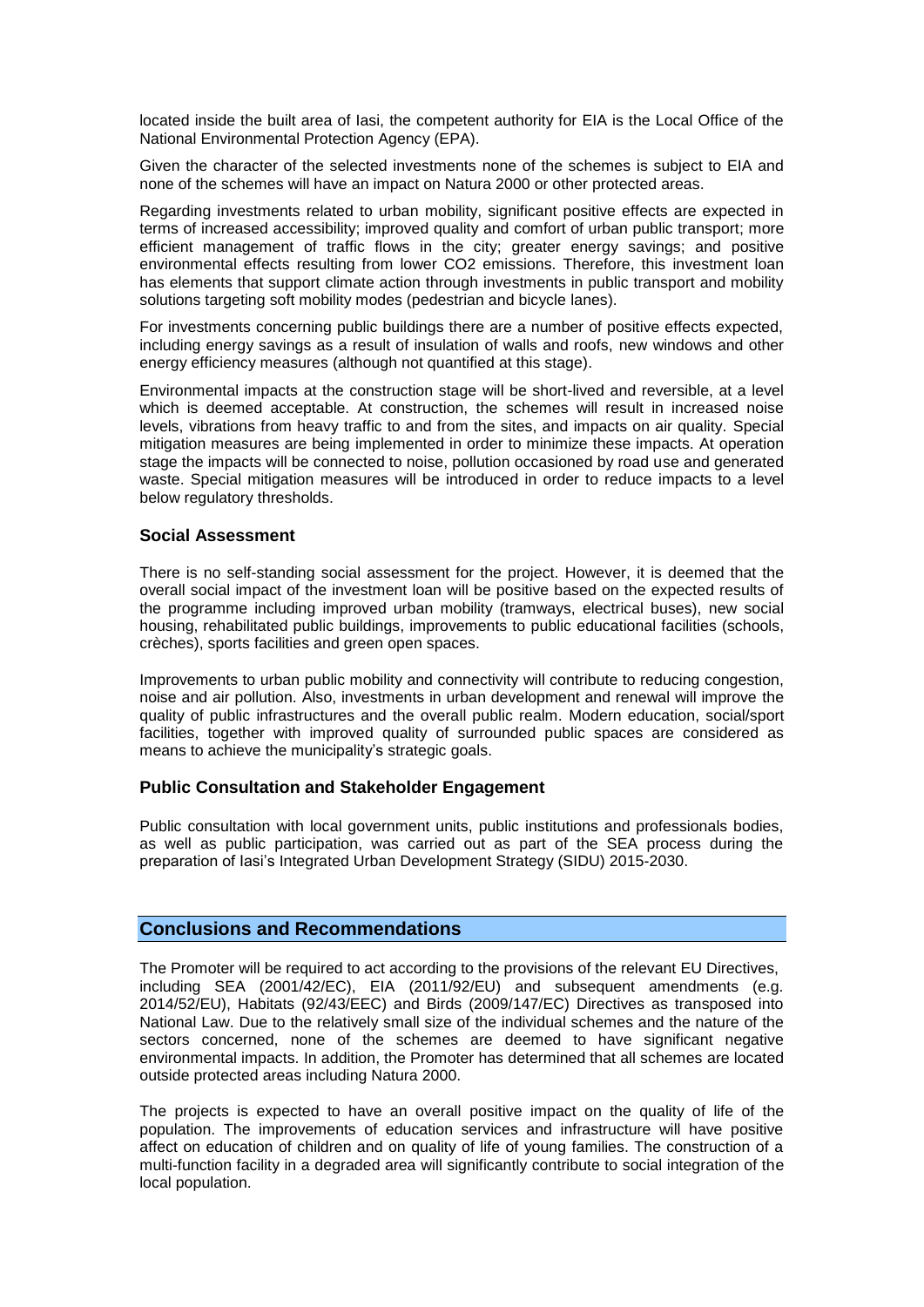located inside the built area of Iasi, the competent authority for EIA is the Local Office of the National Environmental Protection Agency (EPA).

Given the character of the selected investments none of the schemes is subject to EIA and none of the schemes will have an impact on Natura 2000 or other protected areas.

Regarding investments related to urban mobility, significant positive effects are expected in terms of increased accessibility; improved quality and comfort of urban public transport; more efficient management of traffic flows in the city; greater energy savings; and positive environmental effects resulting from lower CO2 emissions. Therefore, this investment loan has elements that support climate action through investments in public transport and mobility solutions targeting soft mobility modes (pedestrian and bicycle lanes).

For investments concerning public buildings there are a number of positive effects expected, including energy savings as a result of insulation of walls and roofs, new windows and other energy efficiency measures (although not quantified at this stage).

Environmental impacts at the construction stage will be short-lived and reversible, at a level which is deemed acceptable. At construction, the schemes will result in increased noise levels, vibrations from heavy traffic to and from the sites, and impacts on air quality. Special mitigation measures are being implemented in order to minimize these impacts. At operation stage the impacts will be connected to noise, pollution occasioned by road use and generated waste. Special mitigation measures will be introduced in order to reduce impacts to a level below regulatory thresholds.

### Social Assessment

There is no self-standing social assessment for the project. However, it is deemed that the overall social impact of the investment loan will be positive based on the expected results of the programme including improved urban mobility (tramways, electrical buses), new social housing, rehabilitated public buildings, improvements to public educational facilities (schools, crèches), sports facilities and green open spaces.

Improvements to urban public mobility and connectivity will contribute to reducing congestion, noise and air pollution. Also, investments in urban development and renewal will improve the quality of public infrastructures and the overall public realm. Modern education, social/sport facilities, together with improved quality of surrounded public spaces are considered as means to achieve the municipality's strategic goals.

### Public Consultation and Stakeholder Engagement

Public consultation with local government units, public institutions and professionals bodies, as well as public participation, was carried out as part of the SEA process during the preparation of Iasi's Integrated Urban Development Strategy (SIDU) 2015-2030.

## Conclusions and Recommendations

The Promoter will be required to act according to the provisions of the relevant EU Directives, including SEA (2001/42/EC), EIA (2011/92/EU) and subsequent amendments (e.g. 2014/52/EU), Habitats (92/43/EEC) and Birds (2009/147/EC) Directives as transposed into National Law. Due to the relatively small size of the individual schemes and the nature of the sectors concerned, none of the schemes are deemed to have significant negative environmental impacts. In addition, the Promoter has determined that all schemes are located outside protected areas including Natura 2000.

The projects is expected to have an overall positive impact on the quality of life of the population. The improvements of education services and infrastructure will have positive affect on education of children and on quality of life of young families. The construction of a multi-function facility in a degraded area will significantly contribute to social integration of the local population.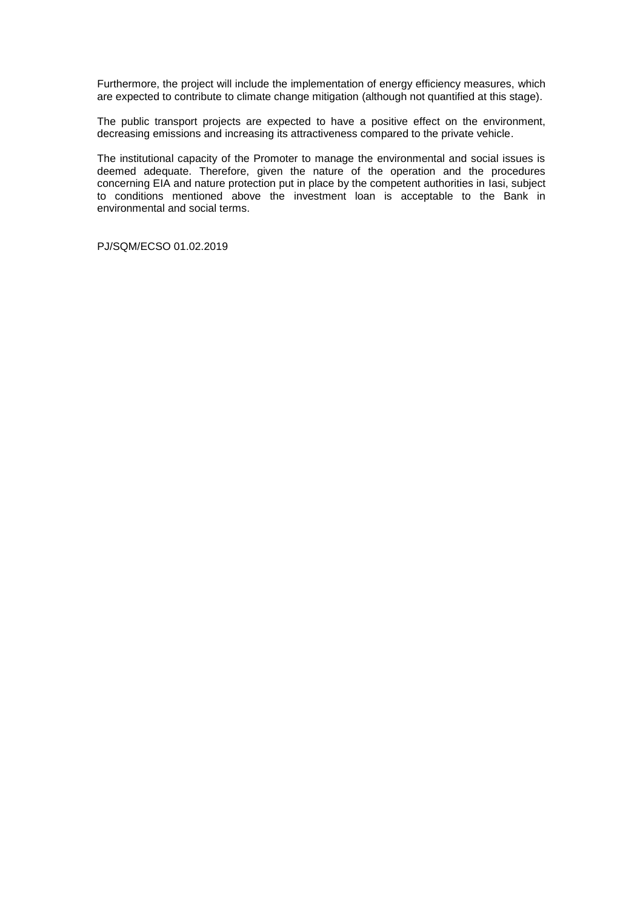Furthermore, the project will include the implementation of energy efficiency measures, which are expected to contribute to climate change mitigation (although not quantified at this stage).

The public transport projects are expected to have a positive effect on the environment, decreasing emissions and increasing its attractiveness compared to the private vehicle.

The institutional capacity of the Promoter to manage the environmental and social issues is deemed adequate. Therefore, given the nature of the operation and the procedures concerning EIA and nature protection put in place by the competent authorities in Iasi, subject to conditions mentioned above the investment loan is acceptable to the Bank in environmental and social terms.

PJ/SQM/ECSO 01.02.2019